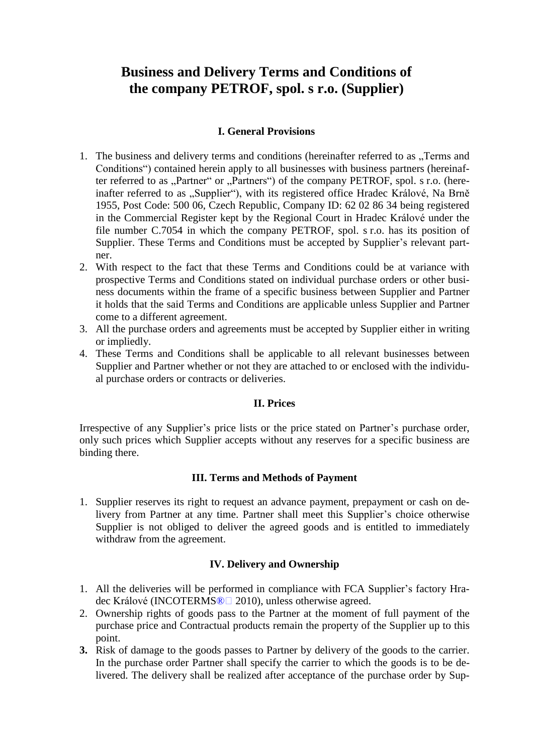# Business and Delivery Terms and Conditions of the company PETROF, spol. s r.o. (Supplier)

## I. General Provisions

1. The business and delivery terms and conditions (hereinafter referred to as „Terms and Conditions“) contained herein apply to all businesses with business partners (hereinafter referred to as „Partner“ or „Partners“) of the company PETROF, spol. s r.o. (hereinafter referred to as „Supplier“), with its registered office Hradec Králové, Na Brně 1955, Post Code: 500 06, Czech Republic, Company ID: 62 02 86 34 being registered in the Commercial Register kept by the Regional Court in Hradec Králové under the file number C.7054 in which the company PETROF, spol. s r.o. has its position of Supplier. These Terms and Conditions must be accepted by Supplier's relevant partner.
2. With respect to the fact that these Terms and Conditions could be at variance with prospective Terms and Conditions stated on individual purchase orders or other business documents within the frame of a specific business between Supplier and Partner it holds that the said Terms and Conditions are applicable unless Supplier and Partner come to a different agreement.
3. All the purchase orders and agreements must be accepted by Supplier either in writing or impliedly.
4. These Terms and Conditions shall be applicable to all relevant businesses between Supplier and Partner whether or not they are attached to or enclosed with the individual purchase orders or contracts or deliveries.

## II. Prices

Irrespective of any Supplier's price lists or the price stated on Partner's purchase order, only such prices which Supplier accepts without any reserves for a specific business are binding there.

## III. Terms and Methods of Payment

1. Supplier reserves its right to request an advance payment, prepayment or cash on delivery from Partner at any time. Partner shall meet this Supplier's choice otherwise Supplier is not obliged to deliver the agreed goods and is entitled to immediately withdraw from the agreement.

## IV. Delivery and Ownership

1. All the deliveries will be performed in compliance with FCA Supplier's factory Hradec Králové (INCOTERMS® 2010), unless otherwise agreed.
2. Ownership rights of goods pass to the Partner at the moment of full payment of the purchase price and Contractual products remain the property of the Supplier up to this point.
3. Risk of damage to the goods passes to Partner by delivery of the goods to the carrier. In the purchase order Partner shall specify the carrier to which the goods is to be delivered. The delivery shall be realized after acceptance of the purchase order by Sup-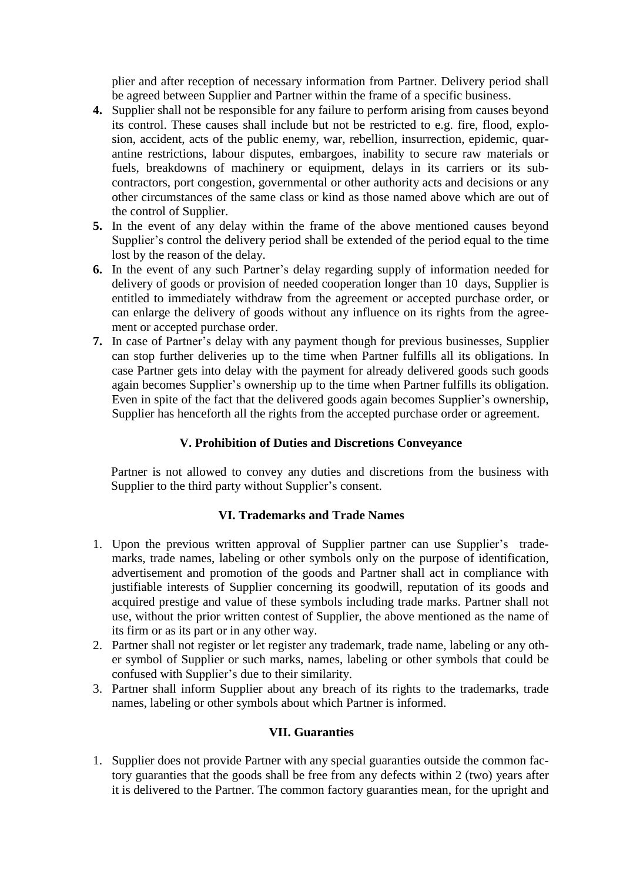plier and after reception of necessary information from Partner. Delivery period shall be agreed between Supplier and Partner within the frame of a specific business.

**4.** Supplier shall not be responsible for any failure to perform arising from causes beyond its control. These causes shall include but not be restricted to e.g. fire, flood, explosion, accident, acts of the public enemy, war, rebellion, insurrection, epidemic, quarantine restrictions, labour disputes, embargoes, inability to secure raw materials or fuels, breakdowns of machinery or equipment, delays in its carriers or its subcontractors, port congestion, governmental or other authority acts and decisions or any other circumstances of the same class or kind as those named above which are out of the control of Supplier.

**5.** In the event of any delay within the frame of the above mentioned causes beyond Supplier's control the delivery period shall be extended of the period equal to the time lost by the reason of the delay.

**6.** In the event of any such Partner's delay regarding supply of information needed for delivery of goods or provision of needed cooperation longer than 10 days, Supplier is entitled to immediately withdraw from the agreement or accepted purchase order, or can enlarge the delivery of goods without any influence on its rights from the agreement or accepted purchase order.

**7.** In case of Partner's delay with any payment though for previous businesses, Supplier can stop further deliveries up to the time when Partner fulfills all its obligations. In case Partner gets into delay with the payment for already delivered goods such goods again becomes Supplier's ownership up to the time when Partner fulfills its obligation. Even in spite of the fact that the delivered goods again becomes Supplier's ownership, Supplier has henceforth all the rights from the accepted purchase order or agreement.

### V. Prohibition of Duties and Discretions Conveyance

Partner is not allowed to convey any duties and discretions from the business with Supplier to the third party without Supplier's consent.

### VI. Trademarks and Trade Names

1. Upon the previous written approval of Supplier partner can use Supplier's trademarks, trade names, labeling or other symbols only on the purpose of identification, advertisement and promotion of the goods and Partner shall act in compliance with justifiable interests of Supplier concerning its goodwill, reputation of its goods and acquired prestige and value of these symbols including trade marks. Partner shall not use, without the prior written contest of Supplier, the above mentioned as the name of its firm or as its part or in any other way.
2. Partner shall not register or let register any trademark, trade name, labeling or any other symbol of Supplier or such marks, names, labeling or other symbols that could be confused with Supplier's due to their similarity.
3. Partner shall inform Supplier about any breach of its rights to the trademarks, trade names, labeling or other symbols about which Partner is informed.

### VII. Guaranties

1. Supplier does not provide Partner with any special guaranties outside the common factory guaranties that the goods shall be free from any defects within 2 (two) years after it is delivered to the Partner. The common factory guaranties mean, for the upright and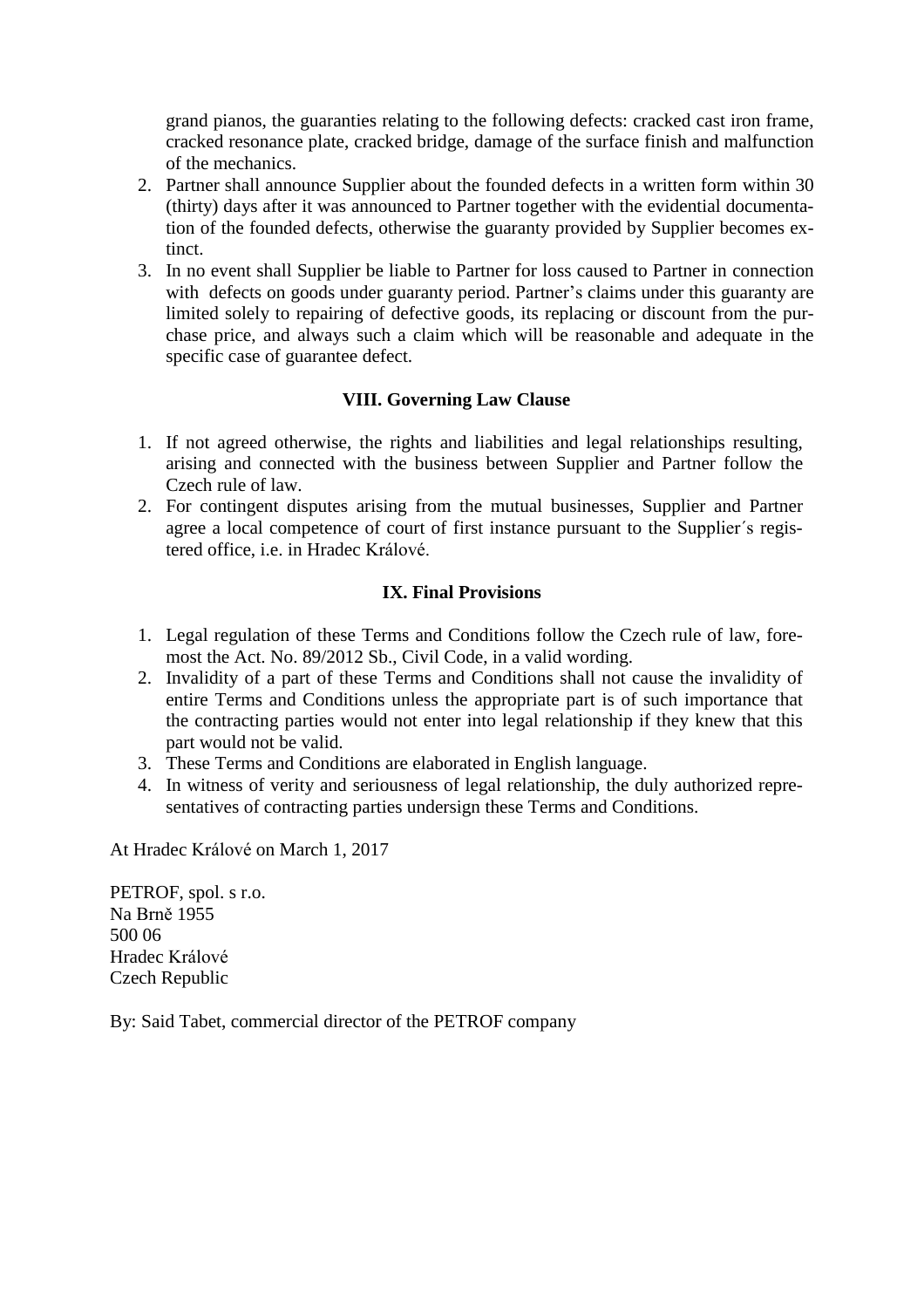grand pianos, the guaranties relating to the following defects: cracked cast iron frame, cracked resonance plate, cracked bridge, damage of the surface finish and malfunction of the mechanics.

2. Partner shall announce Supplier about the founded defects in a written form within 30 (thirty) days after it was announced to Partner together with the evidential documentation of the founded defects, otherwise the guaranty provided by Supplier becomes extinct.
3. In no event shall Supplier be liable to Partner for loss caused to Partner in connection with defects on goods under guaranty period. Partner's claims under this guaranty are limited solely to repairing of defective goods, its replacing or discount from the purchase price, and always such a claim which will be reasonable and adequate in the specific case of guarantee defect.

### VIII. Governing Law Clause

1. If not agreed otherwise, the rights and liabilities and legal relationships resulting, arising and connected with the business between Supplier and Partner follow the Czech rule of law.
2. For contingent disputes arising from the mutual businesses, Supplier and Partner agree a local competence of court of first instance pursuant to the Supplier´s registered office, i.e. in Hradec Králové.

### IX. Final Provisions

1. Legal regulation of these Terms and Conditions follow the Czech rule of law, foremost the Act. No. 89/2012 Sb., Civil Code, in a valid wording.
2. Invalidity of a part of these Terms and Conditions shall not cause the invalidity of entire Terms and Conditions unless the appropriate part is of such importance that the contracting parties would not enter into legal relationship if they knew that this part would not be valid.
3. These Terms and Conditions are elaborated in English language.
4. In witness of verity and seriousness of legal relationship, the duly authorized representatives of contracting parties undersign these Terms and Conditions.

At Hradec Králové on March 1, 2017

PETROF, spol. s r.o.
Na Brně 1955
500 06
Hradec Králové
Czech Republic

By: Said Tabet, commercial director of the PETROF company